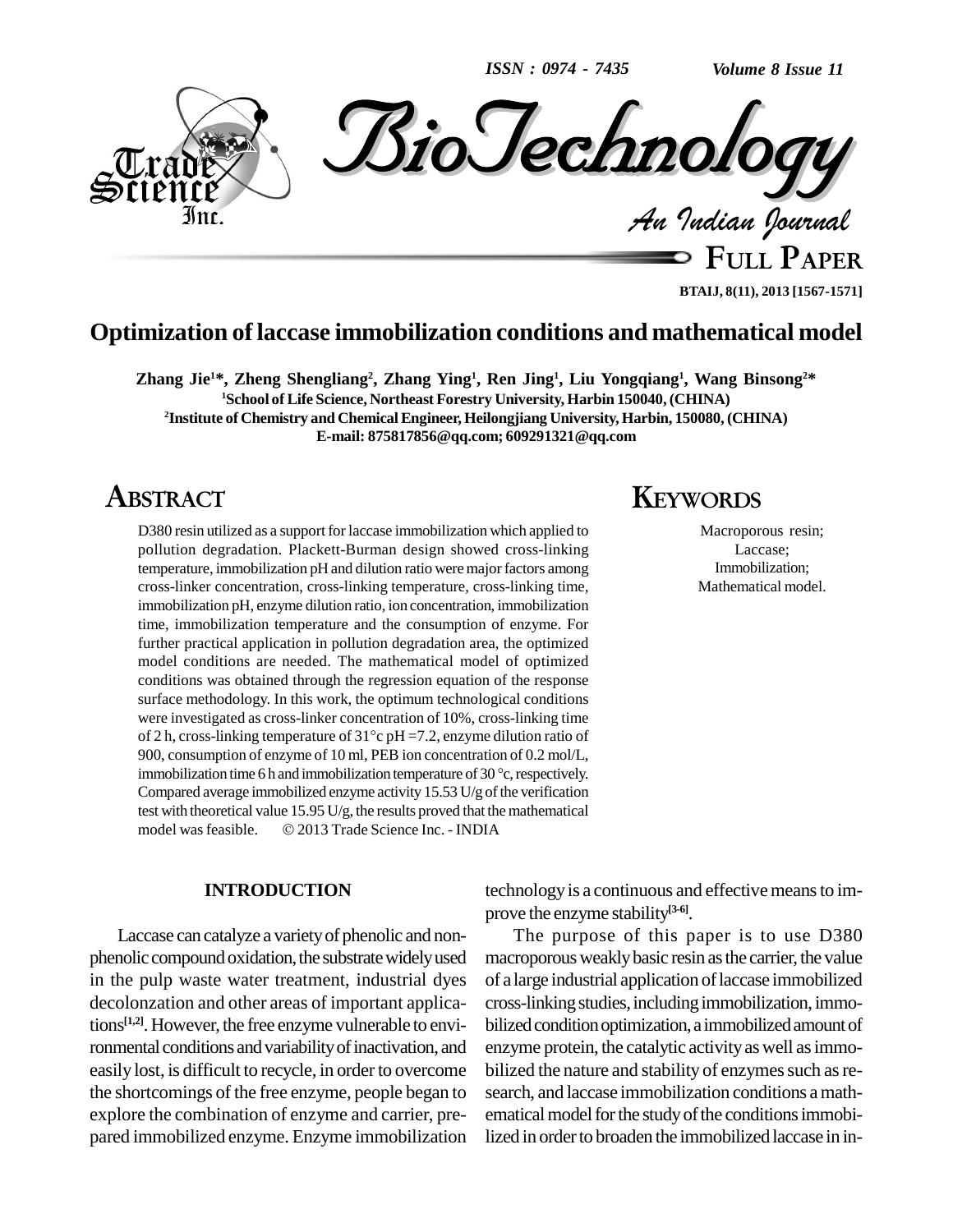# Optimization of laccase immobilization conditions and mathematical model

**Zhang Jie[1]\*, Zheng Shengliang[2], Zhang Ying[1], Ren Jing[1], Liu Yongqiang[1], Wang Binsong[2]\***

[1]School of Life Science, Northeast Forestry University, Harbin 150040, (CHINA)

[2]Institute of Chemistry and Chemical Engineer, Heilongjiang University, Harbin, 150080, (CHINA)

E-mail: 875817856@qq.com; 609291321@qq.com

## ABSTRACT

D380 resin utilized as a support for laccase immobilization which applied to pollution degradation. Plackett-Burman design showed cross-linking temperature, immobilization pH and dilution ratio were major factors among cross-linker concentration, cross-linking temperature, cross-linking time, immobilization pH, enzyme dilution ratio, ion concentration, immobilization time, immobilization temperature and the consumption of enzyme. For further practical application in pollution degradation area, the optimized model conditions are needed. The mathematical model of optimized conditions was obtained through the regression equation of the response surface methodology. In this work, the optimum technological conditions were investigated as cross-linker concentration of 10%, cross-linking time of 2 h, cross-linking temperature of 31°c pH =7.2, enzyme dilution ratio of 900, consumption of enzyme of 10 ml, PEB ion concentration of 0.2 mol/L, immobilization time 6 h and immobilization temperature of 30 °c, respectively. Compared average immobilized enzyme activity 15.53 U/g of the verification test with theoretical value 15.95 U/g, the results proved that the mathematical model was feasible. © 2013 Trade Science Inc. - INDIA

## KEYWORDS

Macroporous resin;
Laccase;
Immobilization;
Mathematical model.

## INTRODUCTION

Laccase can catalyze a variety of phenolic and non-phenolic compound oxidation, the substrate widely used in the pulp waste water treatment, industrial dyes decolonzation and other areas of important applications[1,2]. However, the free enzyme vulnerable to environmental conditions and variability of inactivation, and easily lost, is difficult to recycle, in order to overcome the shortcomings of the free enzyme, people began to explore the combination of enzyme and carrier, prepared immobilized enzyme. Enzyme immobilization technology is a continuous and effective means to improve the enzyme stability[3-6].

The purpose of this paper is to use D380 macroporous weakly basic resin as the carrier, the value of a large industrial application of laccase immobilized cross-linking studies, including immobilization, immobilized condition optimization, a immobilized amount of enzyme protein, the catalytic activity as well as immobilized the nature and stability of enzymes such as research, and laccase immobilization conditions a mathematical model for the study of the conditions immobilized in order to broaden the immobilized laccase in in-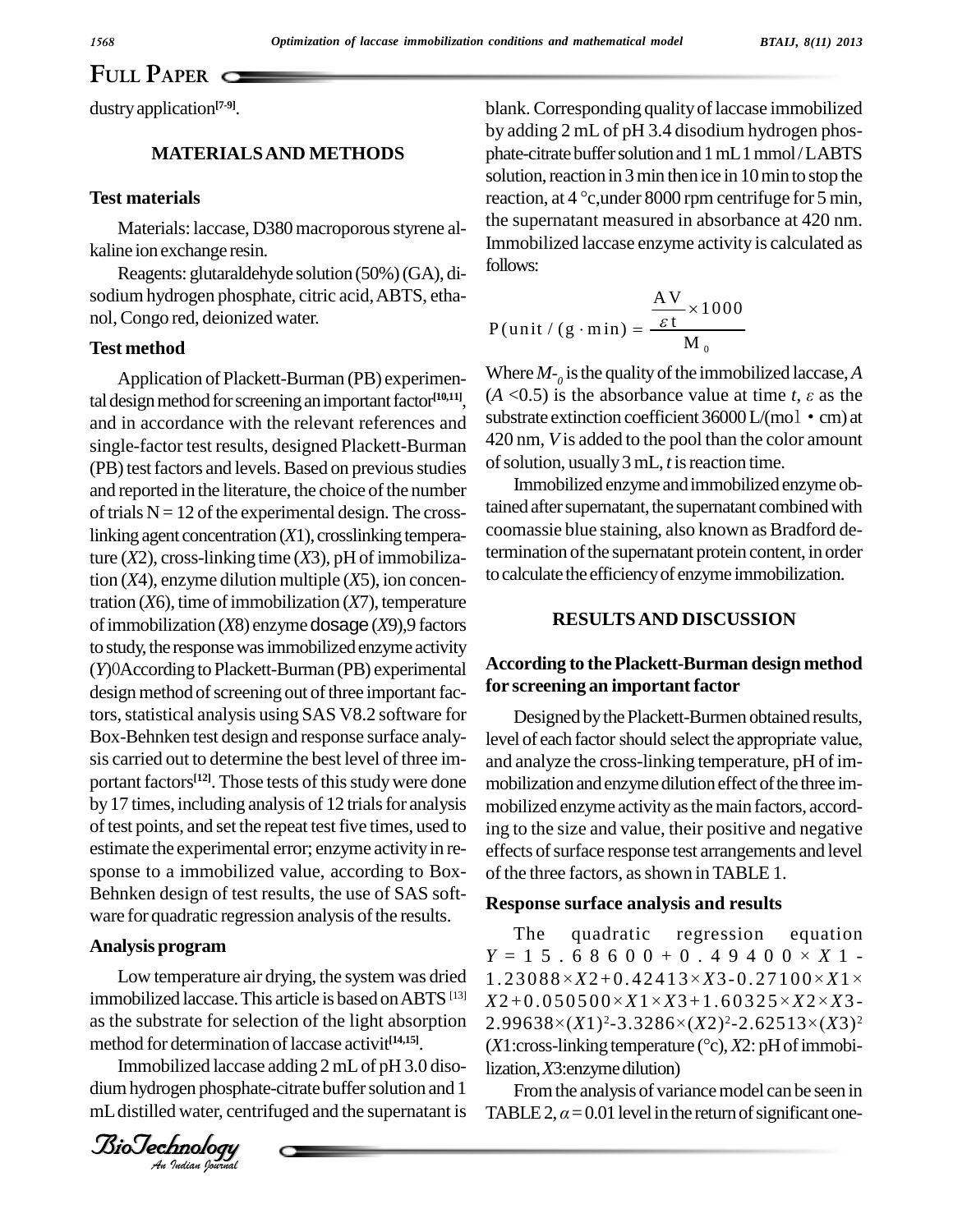dustry application[7-9].

## MATERIALS AND METHODS

### Test materials

Materials: laccase, D380 macroporous styrene alkaline ion exchange resin.

Reagents: glutaraldehyde solution (50%) (GA), disodium hydrogen phosphate, citric acid, ABTS, ethanol, Congo red, deionized water.

### Test method

Application of Plackett-Burman (PB) experimental design method for screening an important factor[10,11], and in accordance with the relevant references and single-factor test results, designed Plackett-Burman (PB) test factors and levels. Based on previous studies and reported in the literature, the choice of the number of trials N = 12 of the experimental design. The crosslinking agent concentration ($X1$), crosslinking temperature ($X2$), cross-linking time ($X3$), pH of immobilization ($X4$), enzyme dilution multiple ($X5$), ion concentration ($X6$), time of immobilization ($X7$), temperature of immobilization ($X8$) enzyme dosage ($X9$),9 factors to study, the response was immobilized enzyme activity ($Y$)0According to Plackett-Burman (PB) experimental design method of screening out of three important factors, statistical analysis using SAS V8.2 software for Box-Behnken test design and response surface analysis carried out to determine the best level of three important factors[12]. Those tests of this study were done by 17 times, including analysis of 12 trials for analysis of test points, and set the repeat test five times, used to estimate the experimental error; enzyme activity in response to a immobilized value, according to Box-Behnken design of test results, the use of SAS software for quadratic regression analysis of the results.

### Analysis program

Low temperature air drying, the system was dried immobilized laccase. This article is based on ABTS [13] as the substrate for selection of the light absorption method for determination of laccase activit[14,15].

Immobilized laccase adding 2 mL of pH 3.0 disodium hydrogen phosphate-citrate buffer solution and 1 mL distilled water, centrifuged and the supernatant is blank. Corresponding quality of laccase immobilized by adding 2 mL of pH 3.4 disodium hydrogen phosphate-citrate buffer solution and 1 mL 1 mmol / LABTS solution, reaction in 3 min then ice in 10 min to stop the reaction, at 4 °c,under 8000 rpm centrifuge for 5 min, the supernatant measured in absorbance at 420 nm. Immobilized laccase enzyme activity is calculated as follows:

$$P(\text{unit}/(g \cdot \text{min})) = \frac{\frac{AV}{\varepsilon t} \times 1000}{M_0}$$

Where $M_{-0}$ is the quality of the immobilized laccase, $A$ ($A$ <0.5) is the absorbance value at time $t$, $\varepsilon$ as the substrate extinction coefficient 36000 L/(mol • cm) at 420 nm, $V$ is added to the pool than the color amount of solution, usually 3 mL, $t$ is reaction time.

Immobilized enzyme and immobilized enzyme obtained after supernatant, the supernatant combined with coomassie blue staining, also known as Bradford determination of the supernatant protein content, in order to calculate the efficiency of enzyme immobilization.

## RESULTS AND DISCUSSION

### According to the Plackett-Burman design method for screening an important factor

Designed by the Plackett-Burmen obtained results, level of each factor should select the appropriate value, and analyze the cross-linking temperature, pH of immobilization and enzyme dilution effect of the three immobilized enzyme activity as the main factors, according to the size and value, their positive and negative effects of surface response test arrangements and level of the three factors, as shown in TABLE 1.

### Response surface analysis and results

The quadratic regression equation $Y = 15.68600 + 0.49400 \times X1 - 1.23088 \times X2 + 0.42413 \times X3 - 0.27100 \times X1 \times X2 + 0.050500 \times X1 \times X3 + 1.60325 \times X2 \times X3 - 2.99638 \times (X1)^2 - 3.3286 \times (X2)^2 - 2.62513 \times (X3)^2$ ($X1$:cross-linking temperature (°c), $X2$: pH of immobilization, $X3$:enzyme dilution)

From the analysis of variance model can be seen in TABLE 2, $\alpha = 0.01$ level in the return of significant one-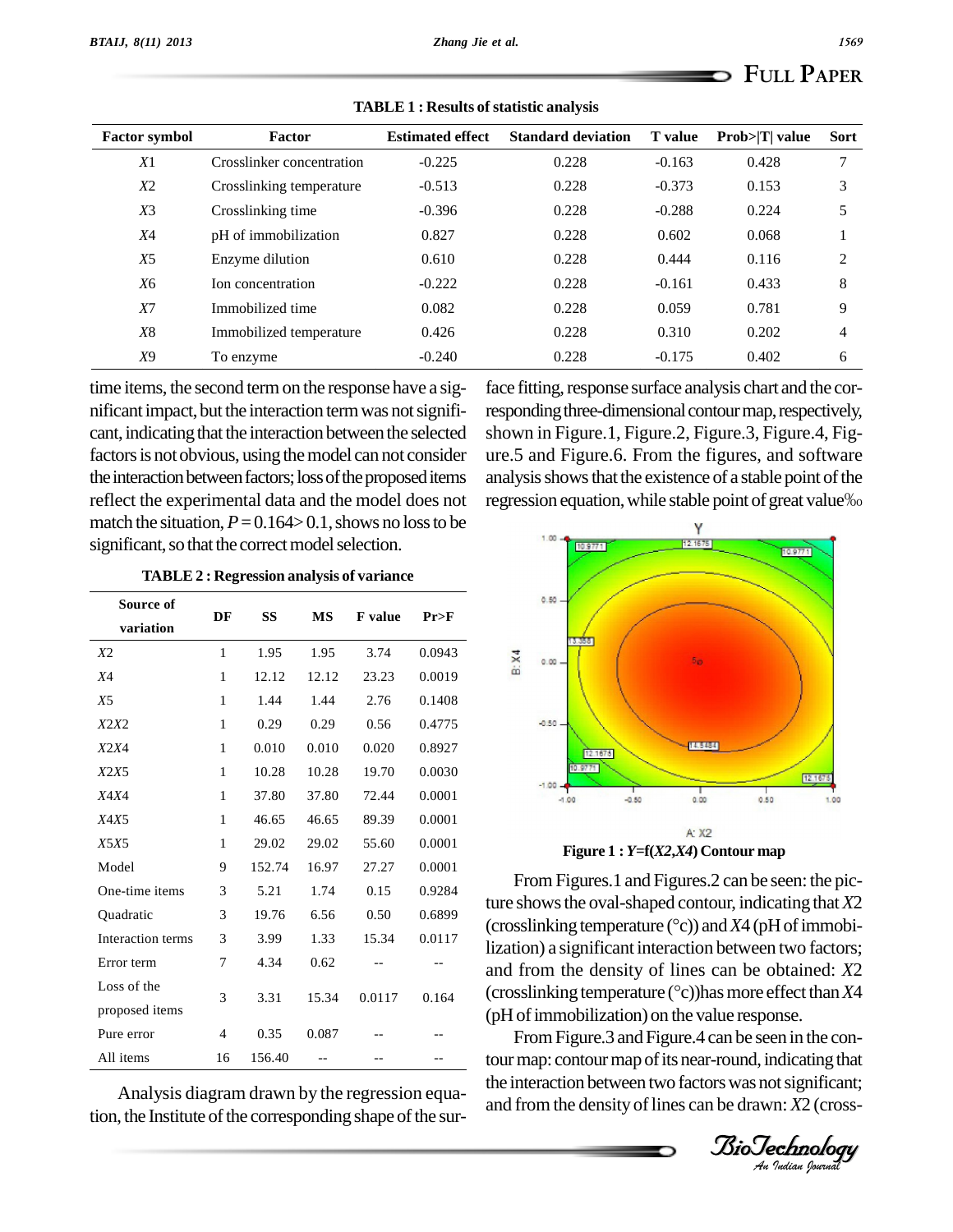**TABLE 1 : Results of statistic analysis**

| Factor symbol | Factor | Estimated effect | Standard deviation | T value | Prob>\|T\| value | Sort |
|---|---|---|---|---|---|---|
| $X1$ | Crosslinker concentration | -0.225 | 0.228 | -0.163 | 0.428 | 7 |
| $X2$ | Crosslinking temperature | -0.513 | 0.228 | -0.373 | 0.153 | 3 |
| $X3$ | Crosslinking time | -0.396 | 0.228 | -0.288 | 0.224 | 5 |
| $X4$ | pH of immobilization | 0.827 | 0.228 | 0.602 | 0.068 | 1 |
| $X5$ | Enzyme dilution | 0.610 | 0.228 | 0.444 | 0.116 | 2 |
| $X6$ | Ion concentration | -0.222 | 0.228 | -0.161 | 0.433 | 8 |
| $X7$ | Immobilized time | 0.082 | 0.228 | 0.059 | 0.781 | 9 |
| $X8$ | Immobilized temperature | 0.426 | 0.228 | 0.310 | 0.202 | 4 |
| $X9$ | To enzyme | -0.240 | 0.228 | -0.175 | 0.402 | 6 |

time items, the second term on the response have a significant impact, but the interaction term was not significant, indicating that the interaction between the selected factors is not obvious, using the model can not consider the interaction between factors; loss of the proposed items reflect the experimental data and the model does not match the situation, $P = 0.164 > 0.1$, shows no loss to be significant, so that the correct model selection.

**TABLE 2 : Regression analysis of variance**

| Source of variation | DF | SS | MS | F value | Pr>F |
|---|---|---|---|---|---|
| $X2$ | 1 | 1.95 | 1.95 | 3.74 | 0.0943 |
| $X4$ | 1 | 12.12 | 12.12 | 23.23 | 0.0019 |
| $X5$ | 1 | 1.44 | 1.44 | 2.76 | 0.1408 |
| $X2X2$ | 1 | 0.29 | 0.29 | 0.56 | 0.4775 |
| $X2X4$ | 1 | 0.010 | 0.010 | 0.020 | 0.8927 |
| $X2X5$ | 1 | 10.28 | 10.28 | 19.70 | 0.0030 |
| $X4X4$ | 1 | 37.80 | 37.80 | 72.44 | 0.0001 |
| $X4X5$ | 1 | 46.65 | 46.65 | 89.39 | 0.0001 |
| $X5X5$ | 1 | 29.02 | 29.02 | 55.60 | 0.0001 |
| Model | 9 | 152.74 | 16.97 | 27.27 | 0.0001 |
| One-time items | 3 | 5.21 | 1.74 | 0.15 | 0.9284 |
| Quadratic | 3 | 19.76 | 6.56 | 0.50 | 0.6899 |
| Interaction terms | 3 | 3.99 | 1.33 | 15.34 | 0.0117 |
| Error term | 7 | 4.34 | 0.62 | -- | -- |
| Loss of the proposed items | 3 | 3.31 | 15.34 | 0.0117 | 0.164 |
| Pure error | 4 | 0.35 | 0.087 | -- | -- |
| All items | 16 | 156.40 | -- | -- | -- |

Analysis diagram drawn by the regression equation, the Institute of the corresponding shape of the surface fitting, response surface analysis chart and the corresponding three-dimensional contour map, respectively, shown in Figure.1, Figure.2, Figure.3, Figure.4, Figure.5 and Figure.6. From the figures, and software analysis shows that the existence of a stable point of the regression equation, while stable point of great value‰

**Figure 1 : $Y$=f($X2$,$X4$) Contour map**

From Figures.1 and Figures.2 can be seen: the picture shows the oval-shaped contour, indicating that $X2$ (crosslinking temperature (°c)) and $X4$ (pH of immobilization) a significant interaction between two factors; and from the density of lines can be obtained: $X2$ (crosslinking temperature (°c))has more effect than $X4$ (pH of immobilization) on the value response.

From Figure.3 and Figure.4 can be seen in the contour map: contour map of its near-round, indicating that the interaction between two factors was not significant; and from the density of lines can be drawn: $X2$ (cross-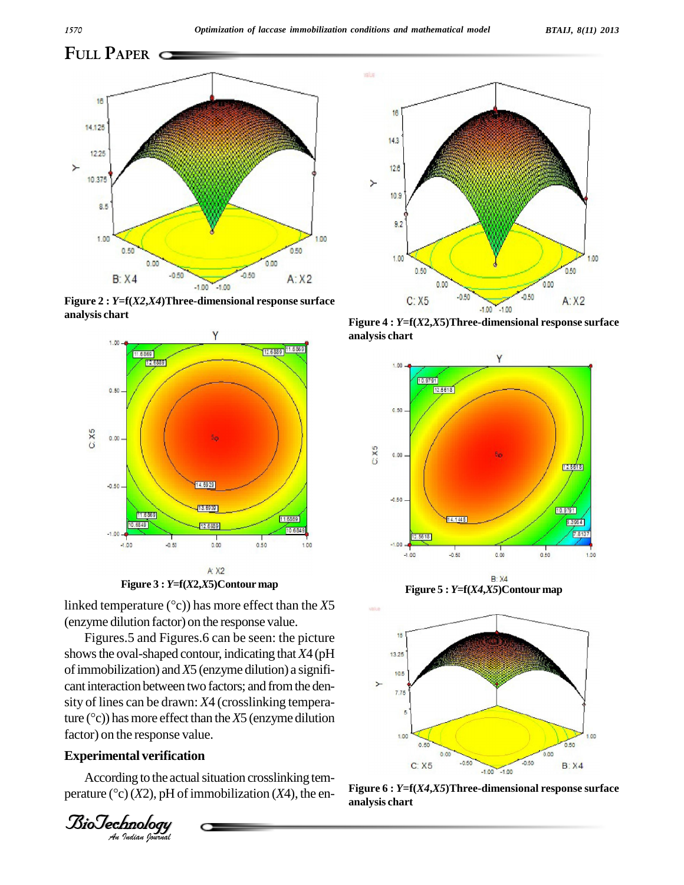Figure 2 : $Y$=f($X2$,$X4$)Three-dimensional response surface analysis chart

Figure 3 : $Y$=f($X2$,$X5$)Contour map

Figure 4 : $Y$=f($X2$,$X5$)Three-dimensional response surface analysis chart

Figure 5 : $Y$=f($X4$,$X5$)Contour map

Figure 6 : $Y$=f($X4$,$X5$)Three-dimensional response surface analysis chart

linked temperature (°c)) has more effect than the $X5$ (enzyme dilution factor) on the response value.

Figures.5 and Figures.6 can be seen: the picture shows the oval-shaped contour, indicating that $X4$ (pH of immobilization) and $X5$ (enzyme dilution) a significant interaction between two factors; and from the density of lines can be drawn: $X4$ (crosslinking temperature (°c)) has more effect than the $X5$ (enzyme dilution factor) on the response value.

## Experimental verification

According to the actual situation crosslinking temperature (°c) ($X2$), pH of immobilization ($X4$), the en-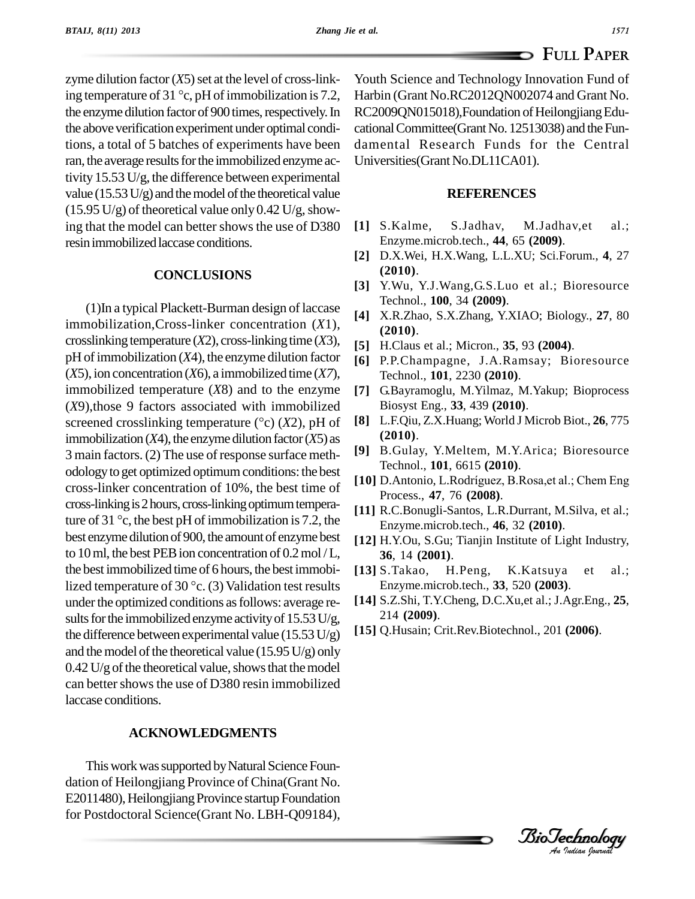zyme dilution factor ($X5$) set at the level of cross-linking temperature of 31 °c, pH of immobilization is 7.2, the enzyme dilution factor of 900 times, respectively. In the above verification experiment under optimal conditions, a total of 5 batches of experiments have been ran, the average results for the immobilized enzyme activity 15.53 U/g, the difference between experimental value (15.53 U/g) and the model of the theoretical value (15.95 U/g) of theoretical value only 0.42 U/g, showing that the model can better shows the use of D380 resin immobilized laccase conditions.

## CONCLUSIONS

(1)In a typical Plackett-Burman design of laccase immobilization,Cross-linker concentration ($X1$), crosslinking temperature ($X2$), cross-linking time ($X3$), pH of immobilization ($X4$), the enzyme dilution factor ($X5$), ion concentration ($X6$), a immobilized time ($X7$), immobilized temperature ($X8$) and to the enzyme ($X9$),those 9 factors associated with immobilized screened crosslinking temperature (°c) ($X2$), pH of immobilization ($X4$), the enzyme dilution factor ($X5$) as 3 main factors. (2) The use of response surface methodology to get optimized optimum conditions: the best cross-linker concentration of 10%, the best time of cross-linking is 2 hours, cross-linking optimum temperature of 31 °c, the best pH of immobilization is 7.2, the best enzyme dilution of 900, the amount of enzyme best to 10 ml, the best PEB ion concentration of 0.2 mol / L, the best immobilized time of 6 hours, the best immobilized temperature of 30 °c. (3) Validation test results under the optimized conditions as follows: average results for the immobilized enzyme activity of 15.53 U/g, the difference between experimental value (15.53 U/g) and the model of the theoretical value (15.95 U/g) only 0.42 U/g of the theoretical value, shows that the model can better shows the use of D380 resin immobilized laccase conditions.

## ACKNOWLEDGMENTS

This work was supported by Natural Science Foundation of Heilongjiang Province of China(Grant No. E2011480), Heilongjiang Province startup Foundation for Postdoctoral Science(Grant No. LBH-Q09184), Youth Science and Technology Innovation Fund of Harbin (Grant No.RC2012QN002074 and Grant No. RC2009QN015018),Foundation of Heilongjiang Educational Committee(Grant No. 12513038) and the Fundamental Research Funds for the Central Universities(Grant No.DL11CA01).

## REFERENCES

[1] S.Kalme, S.Jadhav, M.Jadhav,et al.; Enzyme.microb.tech., **44**, 65 **(2009)**.

[2] D.X.Wei, H.X.Wang, L.L.XU; Sci.Forum., **4**, 27 **(2010)**.

[3] Y.Wu, Y.J.Wang,G.S.Luo et al.; Bioresource Technol., **100**, 34 **(2009)**.

[4] X.R.Zhao, S.X.Zhang, Y.XIAO; Biology., **27**, 80 **(2010)**.

[5] H.Claus et al.; Micron., **35**, 93 **(2004)**.

[6] P.P.Champagne, J.A.Ramsay; Bioresource Technol., **101**, 2230 **(2010)**.

[7] G.Bayramoglu, M.Yilmaz, M.Yakup; Bioprocess Biosyst Eng., **33**, 439 **(2010)**.

[8] L.F.Qiu, Z.X.Huang; World J Microb Biot., **26**, 775 **(2010)**.

[9] B.Gulay, Y.Meltem, M.Y.Arica; Bioresource Technol., **101**, 6615 **(2010)**.

[10] D.Antonio, L.Rodríguez, B.Rosa,et al.; Chem Eng Process., **47**, 76 **(2008)**.

[11] R.C.Bonugli-Santos, L.R.Durrant, M.Silva, et al.; Enzyme.microb.tech., **46**, 32 **(2010)**.

[12] H.Y.Ou, S.Gu; Tianjin Institute of Light Industry, **36**, 14 **(2001)**.

[13] S.Takao, H.Peng, K.Katsuya et al.; Enzyme.microb.tech., **33**, 520 **(2003)**.

[14] S.Z.Shi, T.Y.Cheng, D.C.Xu,et al.; J.Agr.Eng., **25**, 214 **(2009)**.

[15] Q.Husain; Crit.Rev.Biotechnol., 201 **(2006)**.